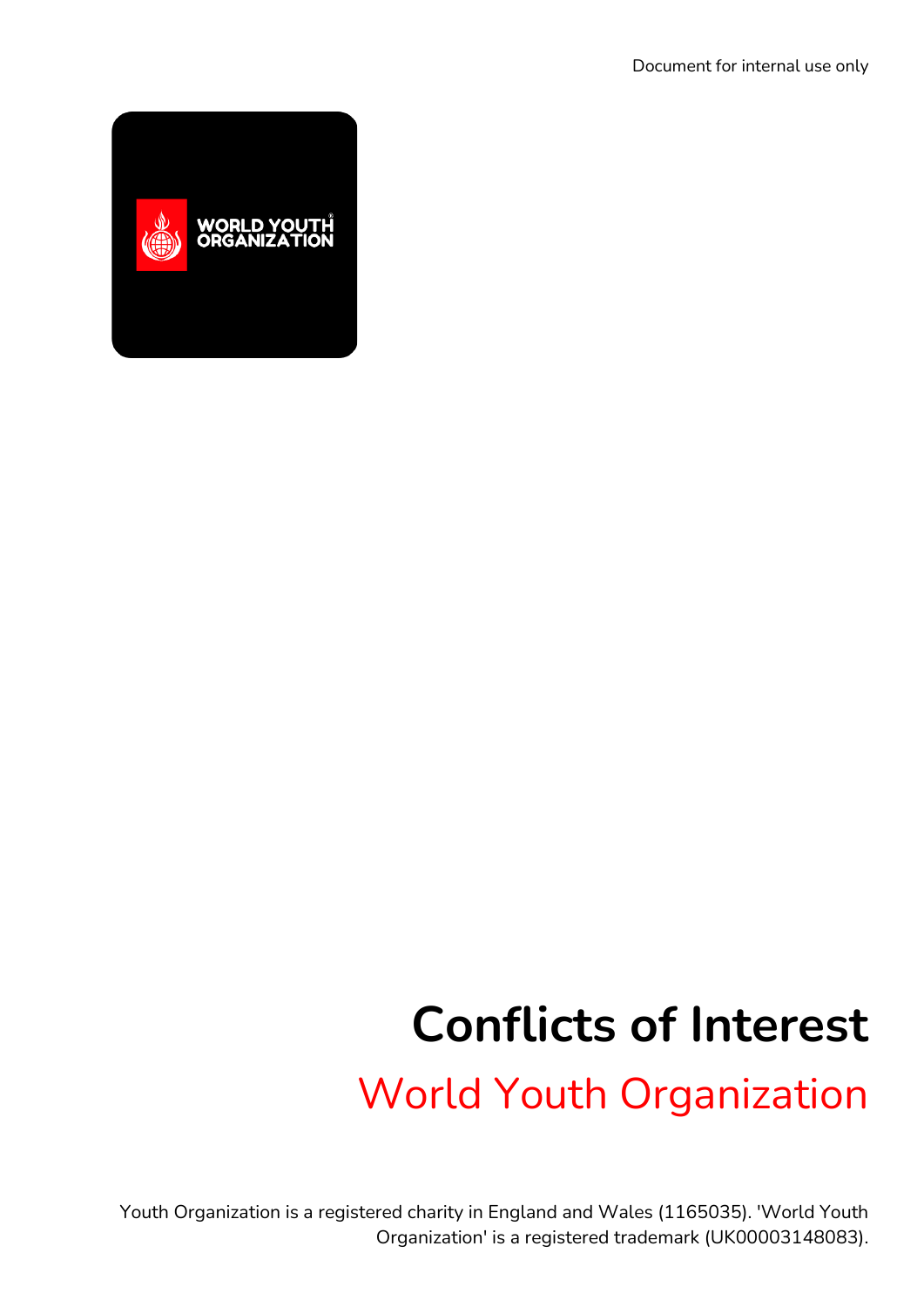Document for internal use only

# Conflicts of Interest

## World Youth Organization

Youth Organization is a registered charity in England and Wales (1165035). 'World Youth Organization' is a registered trademark (UK00003148083).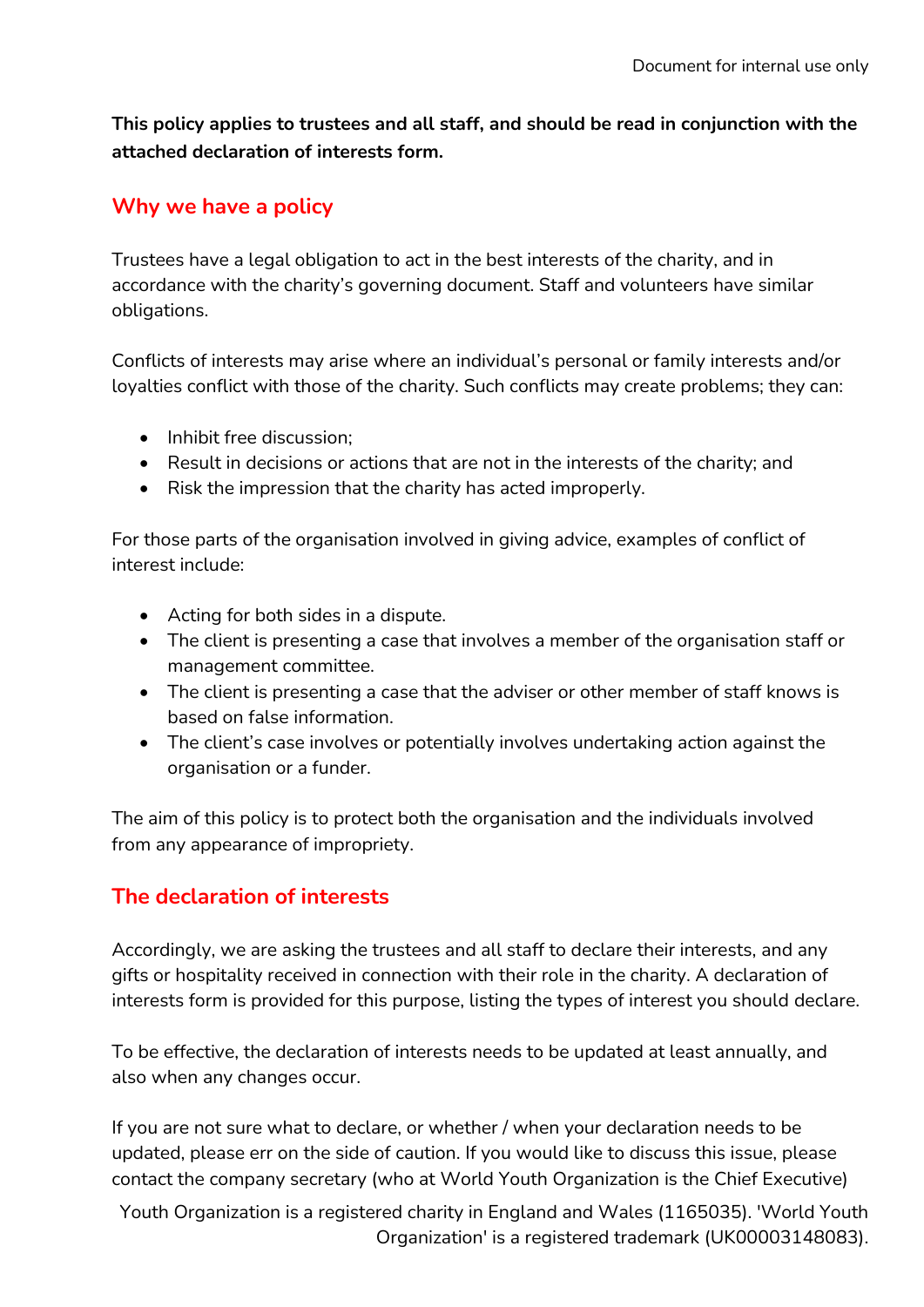**This policy applies to trustees and all staff, and should be read in conjunction with the attached declaration of interests form.**

## Why we have a policy

Trustees have a legal obligation to act in the best interests of the charity, and in accordance with the charity's governing document. Staff and volunteers have similar obligations.

Conflicts of interests may arise where an individual's personal or family interests and/or loyalties conflict with those of the charity. Such conflicts may create problems; they can:

- Inhibit free discussion;
- Result in decisions or actions that are not in the interests of the charity; and
- Risk the impression that the charity has acted improperly.

For those parts of the organisation involved in giving advice, examples of conflict of interest include:

- Acting for both sides in a dispute.
- The client is presenting a case that involves a member of the organisation staff or management committee.
- The client is presenting a case that the adviser or other member of staff knows is based on false information.
- The client's case involves or potentially involves undertaking action against the organisation or a funder.

The aim of this policy is to protect both the organisation and the individuals involved from any appearance of impropriety.

## The declaration of interests

Accordingly, we are asking the trustees and all staff to declare their interests, and any gifts or hospitality received in connection with their role in the charity. A declaration of interests form is provided for this purpose, listing the types of interest you should declare.

To be effective, the declaration of interests needs to be updated at least annually, and also when any changes occur.

If you are not sure what to declare, or whether / when your declaration needs to be updated, please err on the side of caution. If you would like to discuss this issue, please contact the company secretary (who at World Youth Organization is the Chief Executive)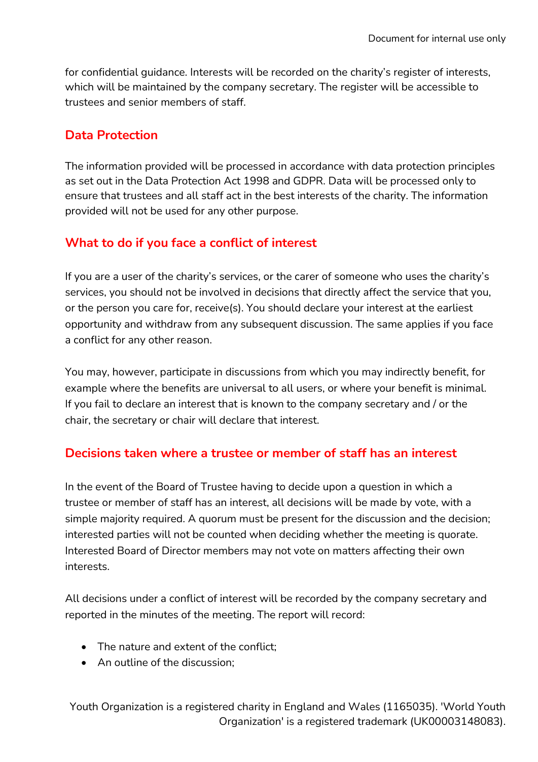for confidential guidance. Interests will be recorded on the charity's register of interests, which will be maintained by the company secretary. The register will be accessible to trustees and senior members of staff.

## Data Protection

The information provided will be processed in accordance with data protection principles as set out in the Data Protection Act 1998 and GDPR. Data will be processed only to ensure that trustees and all staff act in the best interests of the charity. The information provided will not be used for any other purpose.

## What to do if you face a conflict of interest

If you are a user of the charity's services, or the carer of someone who uses the charity's services, you should not be involved in decisions that directly affect the service that you, or the person you care for, receive(s). You should declare your interest at the earliest opportunity and withdraw from any subsequent discussion. The same applies if you face a conflict for any other reason.

You may, however, participate in discussions from which you may indirectly benefit, for example where the benefits are universal to all users, or where your benefit is minimal. If you fail to declare an interest that is known to the company secretary and / or the chair, the secretary or chair will declare that interest.

## Decisions taken where a trustee or member of staff has an interest

In the event of the Board of Trustee having to decide upon a question in which a trustee or member of staff has an interest, all decisions will be made by vote, with a simple majority required. A quorum must be present for the discussion and the decision; interested parties will not be counted when deciding whether the meeting is quorate. Interested Board of Director members may not vote on matters affecting their own interests.

All decisions under a conflict of interest will be recorded by the company secretary and reported in the minutes of the meeting. The report will record:

- The nature and extent of the conflict;
- An outline of the discussion;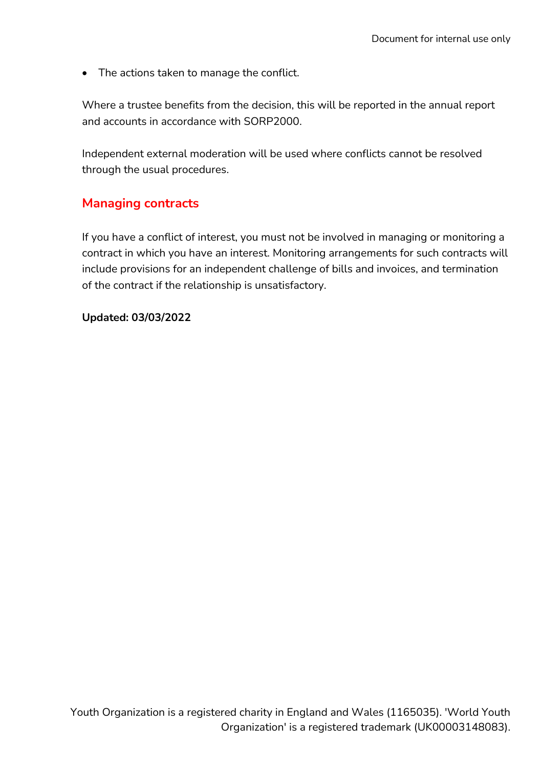- The actions taken to manage the conflict.

Where a trustee benefits from the decision, this will be reported in the annual report and accounts in accordance with SORP2000.

Independent external moderation will be used where conflicts cannot be resolved through the usual procedures.

## Managing contracts

If you have a conflict of interest, you must not be involved in managing or monitoring a contract in which you have an interest. Monitoring arrangements for such contracts will include provisions for an independent challenge of bills and invoices, and termination of the contract if the relationship is unsatisfactory.

**Updated: 03/03/2022**